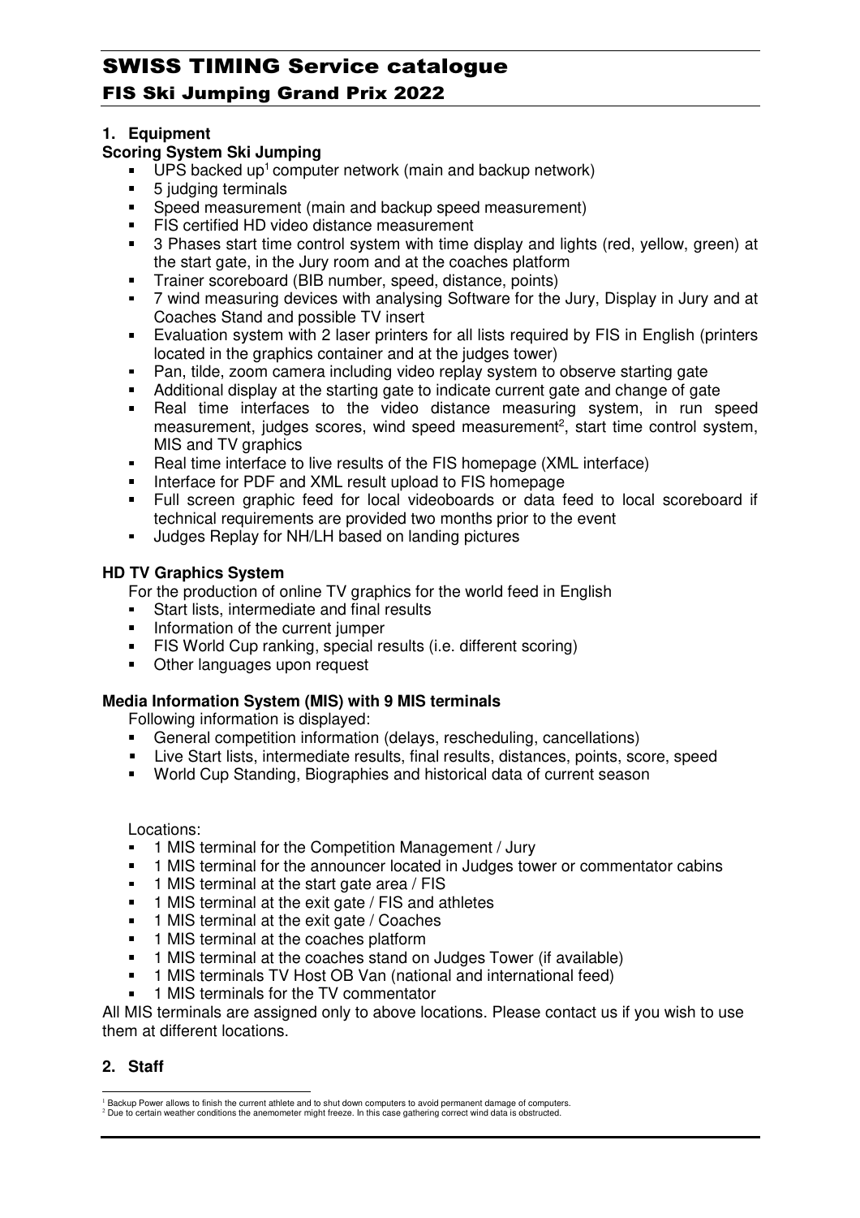# SWISS TIMING Service catalogue

## FIS Ski Jumping Grand Prix 2022

### 1. Equipment

**Scoring System Ski Jumping**

- UPS backed up[1] computer network (main and backup network)
- 5 judging terminals
- Speed measurement (main and backup speed measurement)
- FIS certified HD video distance measurement
- 3 Phases start time control system with time display and lights (red, yellow, green) at the start gate, in the Jury room and at the coaches platform
- Trainer scoreboard (BIB number, speed, distance, points)
- 7 wind measuring devices with analysing Software for the Jury, Display in Jury and at Coaches Stand and possible TV insert
- Evaluation system with 2 laser printers for all lists required by FIS in English (printers located in the graphics container and at the judges tower)
- Pan, tilde, zoom camera including video replay system to observe starting gate
- Additional display at the starting gate to indicate current gate and change of gate
- Real time interfaces to the video distance measuring system, in run speed measurement, judges scores, wind speed measurement[2], start time control system, MIS and TV graphics
- Real time interface to live results of the FIS homepage (XML interface)
- Interface for PDF and XML result upload to FIS homepage
- Full screen graphic feed for local videoboards or data feed to local scoreboard if technical requirements are provided two months prior to the event
- Judges Replay for NH/LH based on landing pictures

**HD TV Graphics System**

For the production of online TV graphics for the world feed in English

- Start lists, intermediate and final results
- Information of the current jumper
- FIS World Cup ranking, special results (i.e. different scoring)
- Other languages upon request

**Media Information System (MIS) with 9 MIS terminals**

Following information is displayed:

- General competition information (delays, rescheduling, cancellations)
- Live Start lists, intermediate results, final results, distances, points, score, speed
- World Cup Standing, Biographies and historical data of current season

Locations:

- 1 MIS terminal for the Competition Management / Jury
- 1 MIS terminal for the announcer located in Judges tower or commentator cabins
- 1 MIS terminal at the start gate area / FIS
- 1 MIS terminal at the exit gate / FIS and athletes
- 1 MIS terminal at the exit gate / Coaches
- 1 MIS terminal at the coaches platform
- 1 MIS terminal at the coaches stand on Judges Tower (if available)
- 1 MIS terminals TV Host OB Van (national and international feed)
- 1 MIS terminals for the TV commentator

All MIS terminals are assigned only to above locations. Please contact us if you wish to use them at different locations.

### 2. Staff

[1] Backup Power allows to finish the current athlete and to shut down computers to avoid permanent damage of computers.
[2] Due to certain weather conditions the anemometer might freeze. In this case gathering correct wind data is obstructed.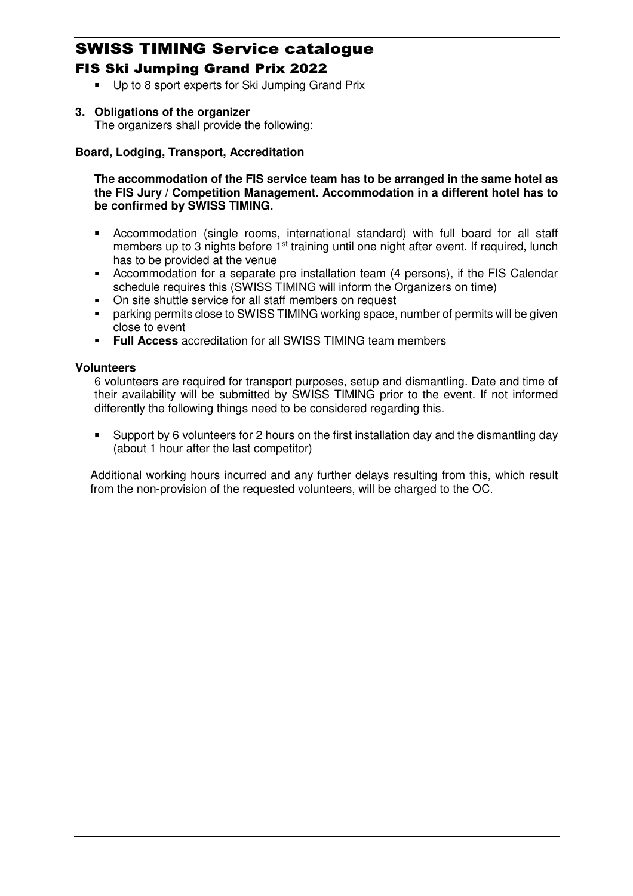- Up to 8 sport experts for Ski Jumping Grand Prix

**3. Obligations of the organizer**

The organizers shall provide the following:

**Board, Lodging, Transport, Accreditation**

**The accommodation of the FIS service team has to be arranged in the same hotel as the FIS Jury / Competition Management. Accommodation in a different hotel has to be confirmed by SWISS TIMING.**

- Accommodation (single rooms, international standard) with full board for all staff members up to 3 nights before 1st training until one night after event. If required, lunch has to be provided at the venue
- Accommodation for a separate pre installation team (4 persons), if the FIS Calendar schedule requires this (SWISS TIMING will inform the Organizers on time)
- On site shuttle service for all staff members on request
- parking permits close to SWISS TIMING working space, number of permits will be given close to event
- **Full Access** accreditation for all SWISS TIMING team members

**Volunteers**

6 volunteers are required for transport purposes, setup and dismantling. Date and time of their availability will be submitted by SWISS TIMING prior to the event. If not informed differently the following things need to be considered regarding this.

- Support by 6 volunteers for 2 hours on the first installation day and the dismantling day (about 1 hour after the last competitor)

Additional working hours incurred and any further delays resulting from this, which result from the non-provision of the requested volunteers, will be charged to the OC.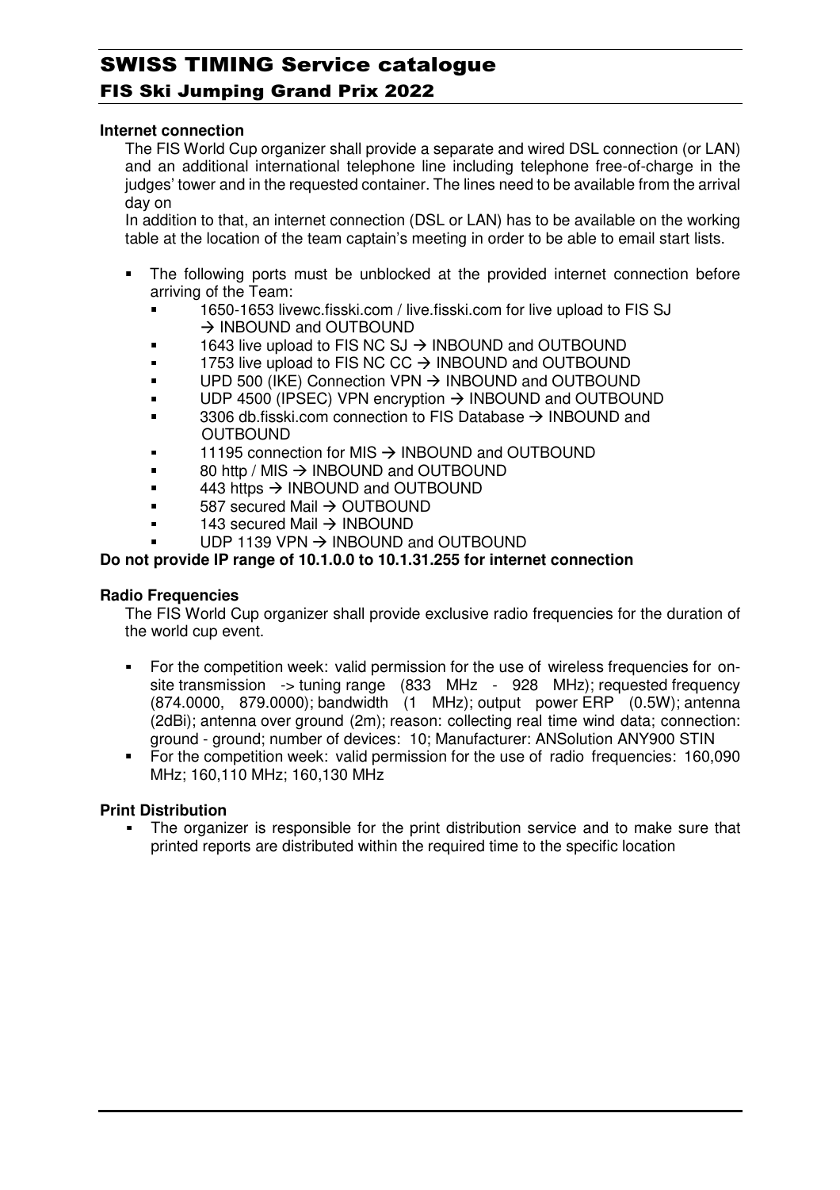**Internet connection**

The FIS World Cup organizer shall provide a separate and wired DSL connection (or LAN) and an additional international telephone line including telephone free-of-charge in the judges' tower and in the requested container. The lines need to be available from the arrival day on

In addition to that, an internet connection (DSL or LAN) has to be available on the working table at the location of the team captain's meeting in order to be able to email start lists.

- The following ports must be unblocked at the provided internet connection before arriving of the Team:
  - 1650-1653 livewc.fisski.com / live.fisski.com for live upload to FIS SJ → INBOUND and OUTBOUND
  - 1643 live upload to FIS NC SJ → INBOUND and OUTBOUND
  - 1753 live upload to FIS NC CC → INBOUND and OUTBOUND
  - UPD 500 (IKE) Connection VPN → INBOUND and OUTBOUND
  - UDP 4500 (IPSEC) VPN encryption → INBOUND and OUTBOUND
  - 3306 db.fisski.com connection to FIS Database → INBOUND and OUTBOUND
  - 11195 connection for MIS → INBOUND and OUTBOUND
  - 80 http / MIS → INBOUND and OUTBOUND
  - 443 https → INBOUND and OUTBOUND
  - 587 secured Mail → OUTBOUND
  - 143 secured Mail → INBOUND
  - UDP 1139 VPN → INBOUND and OUTBOUND

**Do not provide IP range of 10.1.0.0 to 10.1.31.255 for internet connection**

**Radio Frequencies**

The FIS World Cup organizer shall provide exclusive radio frequencies for the duration of the world cup event.

- For the competition week: valid permission for the use of wireless frequencies for on-site transmission -> tuning range (833 MHz - 928 MHz); requested frequency (874.0000, 879.0000); bandwidth (1 MHz); output power ERP (0.5W); antenna (2dBi); antenna over ground (2m); reason: collecting real time wind data; connection: ground - ground; number of devices: 10; Manufacturer: ANSolution ANY900 STIN
- For the competition week: valid permission for the use of radio frequencies: 160,090 MHz; 160,110 MHz; 160,130 MHz

**Print Distribution**

- The organizer is responsible for the print distribution service and to make sure that printed reports are distributed within the required time to the specific location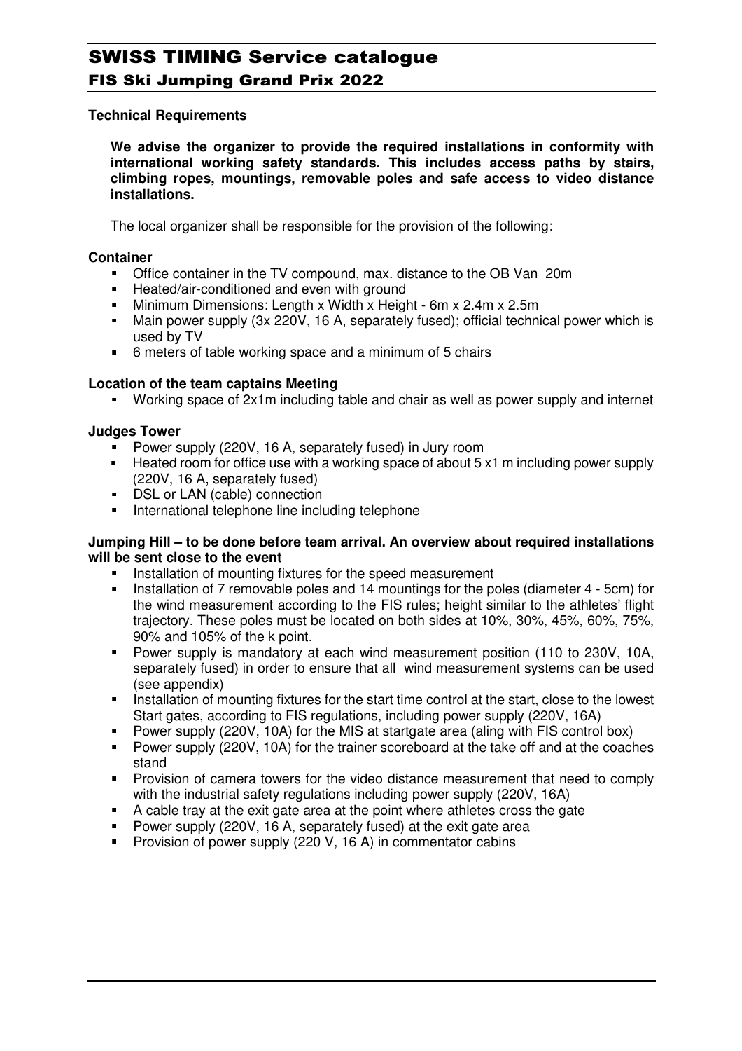### Technical Requirements

**We advise the organizer to provide the required installations in conformity with international working safety standards. This includes access paths by stairs, climbing ropes, mountings, removable poles and safe access to video distance installations.**

The local organizer shall be responsible for the provision of the following:

**Container**

- Office container in the TV compound, max. distance to the OB Van 20m
- Heated/air-conditioned and even with ground
- Minimum Dimensions: Length x Width x Height - 6m x 2.4m x 2.5m
- Main power supply (3x 220V, 16 A, separately fused); official technical power which is used by TV
- 6 meters of table working space and a minimum of 5 chairs

**Location of the team captains Meeting**

- Working space of 2x1m including table and chair as well as power supply and internet

**Judges Tower**

- Power supply (220V, 16 A, separately fused) in Jury room
- Heated room for office use with a working space of about 5 x1 m including power supply (220V, 16 A, separately fused)
- DSL or LAN (cable) connection
- International telephone line including telephone

**Jumping Hill – to be done before team arrival. An overview about required installations will be sent close to the event**

- Installation of mounting fixtures for the speed measurement
- Installation of 7 removable poles and 14 mountings for the poles (diameter 4 - 5cm) for the wind measurement according to the FIS rules; height similar to the athletes' flight trajectory. These poles must be located on both sides at 10%, 30%, 45%, 60%, 75%, 90% and 105% of the k point.
- Power supply is mandatory at each wind measurement position (110 to 230V, 10A, separately fused) in order to ensure that all wind measurement systems can be used (see appendix)
- Installation of mounting fixtures for the start time control at the start, close to the lowest Start gates, according to FIS regulations, including power supply (220V, 16A)
- Power supply (220V, 10A) for the MIS at startgate area (aling with FIS control box)
- Power supply (220V, 10A) for the trainer scoreboard at the take off and at the coaches stand
- Provision of camera towers for the video distance measurement that need to comply with the industrial safety regulations including power supply (220V, 16A)
- A cable tray at the exit gate area at the point where athletes cross the gate
- Power supply (220V, 16 A, separately fused) at the exit gate area
- Provision of power supply (220 V, 16 A) in commentator cabins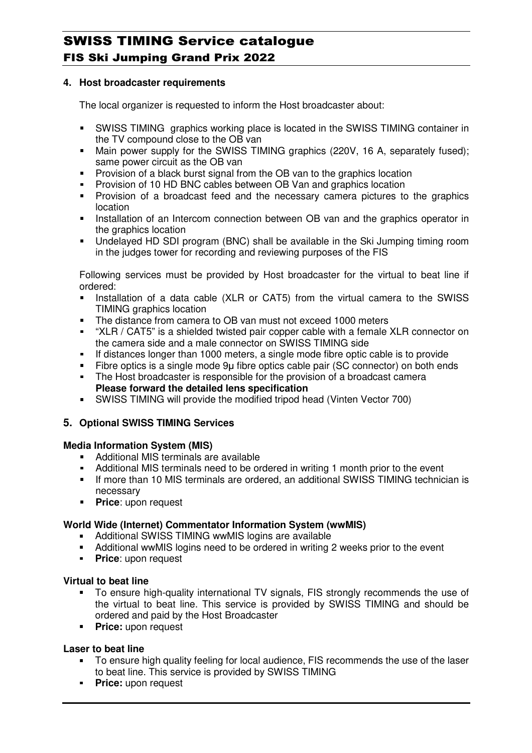**4. Host broadcaster requirements**

The local organizer is requested to inform the Host broadcaster about:

- SWISS TIMING graphics working place is located in the SWISS TIMING container in the TV compound close to the OB van
- Main power supply for the SWISS TIMING graphics (220V, 16 A, separately fused); same power circuit as the OB van
- Provision of a black burst signal from the OB van to the graphics location
- Provision of 10 HD BNC cables between OB Van and graphics location
- Provision of a broadcast feed and the necessary camera pictures to the graphics location
- Installation of an Intercom connection between OB van and the graphics operator in the graphics location
- Undelayed HD SDI program (BNC) shall be available in the Ski Jumping timing room in the judges tower for recording and reviewing purposes of the FIS

Following services must be provided by Host broadcaster for the virtual to beat line if ordered:

- Installation of a data cable (XLR or CAT5) from the virtual camera to the SWISS TIMING graphics location
- The distance from camera to OB van must not exceed 1000 meters
- "XLR / CAT5" is a shielded twisted pair copper cable with a female XLR connector on the camera side and a male connector on SWISS TIMING side
- If distances longer than 1000 meters, a single mode fibre optic cable is to provide
- Fibre optics is a single mode 9µ fibre optics cable pair (SC connector) on both ends
- The Host broadcaster is responsible for the provision of a broadcast camera **Please forward the detailed lens specification**
- SWISS TIMING will provide the modified tripod head (Vinten Vector 700)

**5. Optional SWISS TIMING Services**

**Media Information System (MIS)**

- Additional MIS terminals are available
- Additional MIS terminals need to be ordered in writing 1 month prior to the event
- If more than 10 MIS terminals are ordered, an additional SWISS TIMING technician is necessary
- **Price**: upon request

**World Wide (Internet) Commentator Information System (wwMIS)**

- Additional SWISS TIMING wwMIS logins are available
- Additional wwMIS logins need to be ordered in writing 2 weeks prior to the event
- **Price**: upon request

**Virtual to beat line**

- To ensure high-quality international TV signals, FIS strongly recommends the use of the virtual to beat line. This service is provided by SWISS TIMING and should be ordered and paid by the Host Broadcaster
- **Price:** upon request

**Laser to beat line**

- To ensure high quality feeling for local audience, FIS recommends the use of the laser to beat line. This service is provided by SWISS TIMING
- **Price:** upon request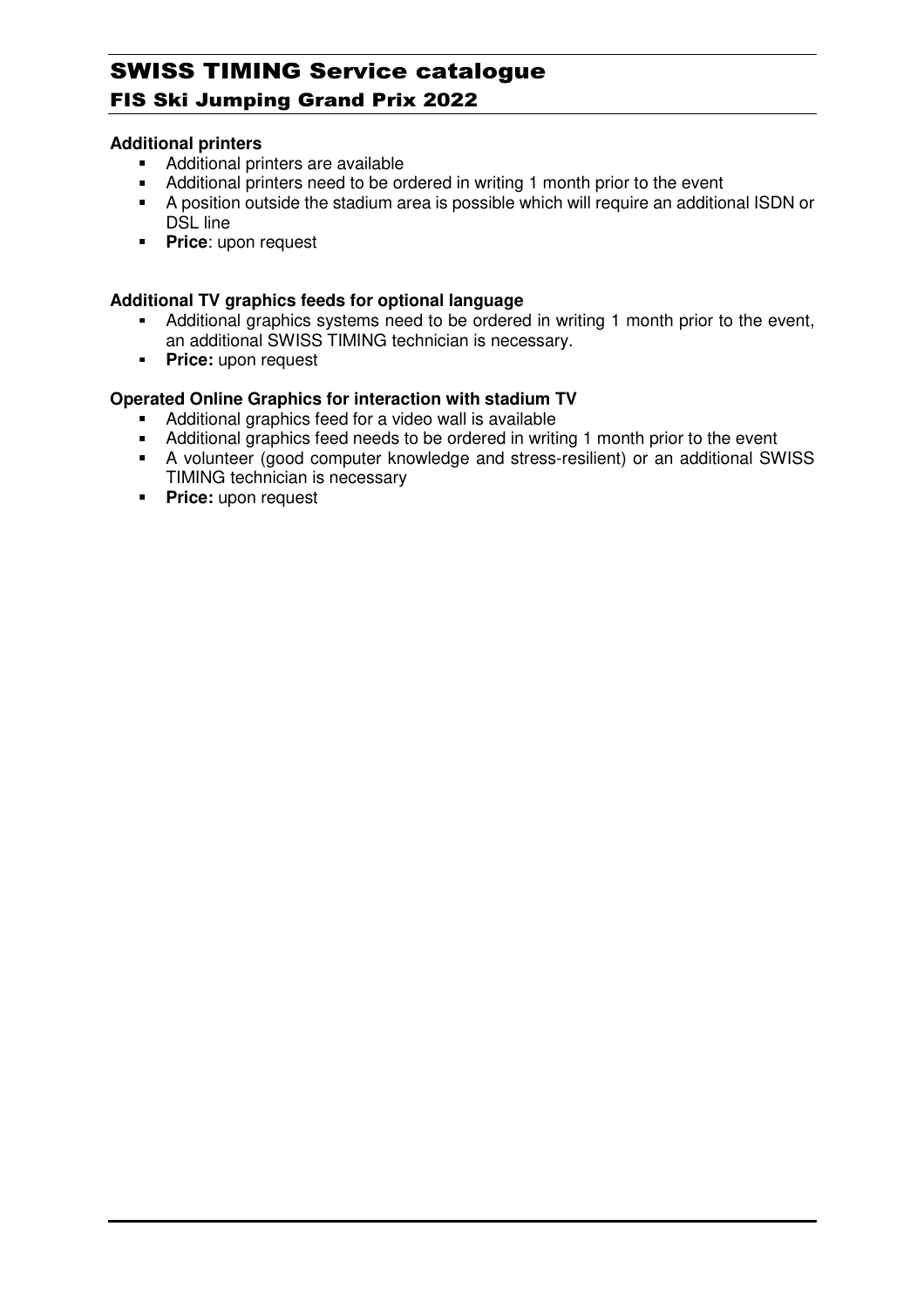**Additional printers**

- Additional printers are available
- Additional printers need to be ordered in writing 1 month prior to the event
- A position outside the stadium area is possible which will require an additional ISDN or DSL line
- **Price**: upon request

**Additional TV graphics feeds for optional language**

- Additional graphics systems need to be ordered in writing 1 month prior to the event, an additional SWISS TIMING technician is necessary.
- **Price:** upon request

**Operated Online Graphics for interaction with stadium TV**

- Additional graphics feed for a video wall is available
- Additional graphics feed needs to be ordered in writing 1 month prior to the event
- A volunteer (good computer knowledge and stress-resilient) or an additional SWISS TIMING technician is necessary
- **Price:** upon request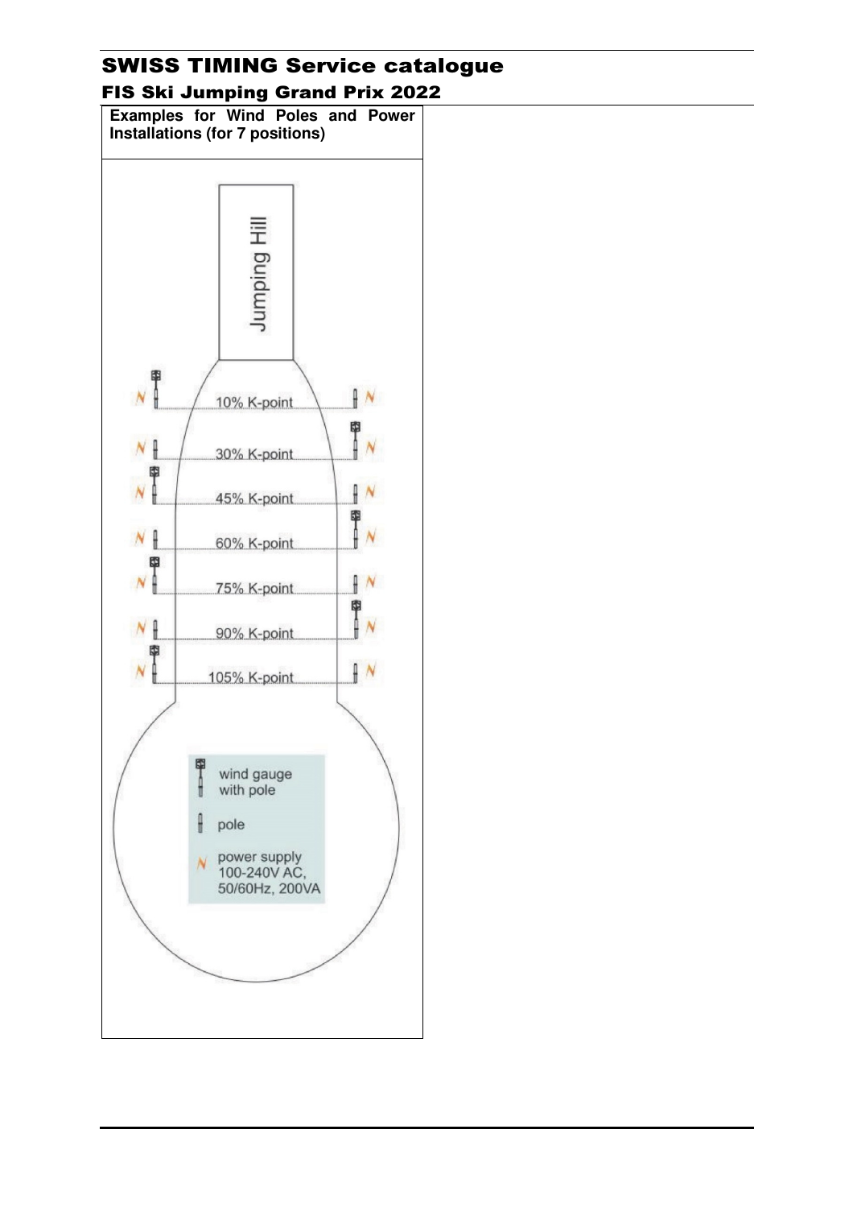## FIS Ski Jumping Grand Prix 2022

**Examples for Wind Poles and Power Installations (for 7 positions)**

Jumping Hill

10% K-point

30% K-point

45% K-point

60% K-point

75% K-point

90% K-point

105% K-point

wind gauge with pole

pole

power supply 100-240V AC, 50/60Hz, 200VA